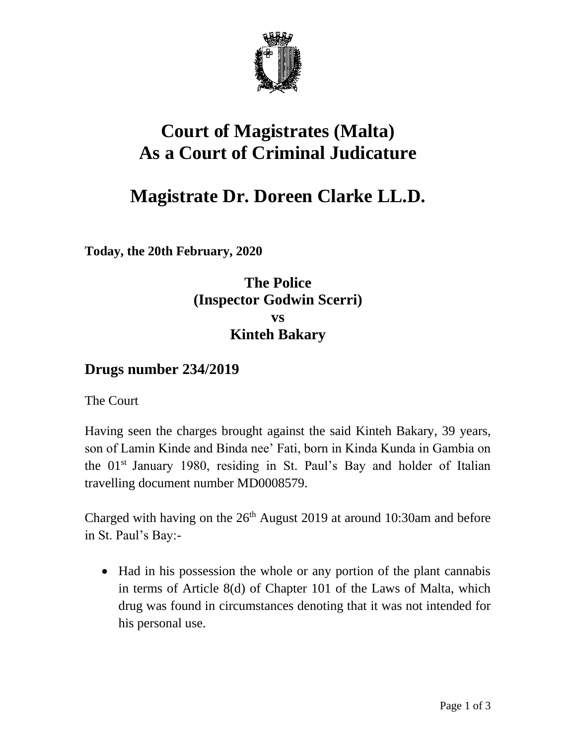# Court of Magistrates (Malta)
# As a Court of Criminal Judicature

# Magistrate Dr. Doreen Clarke LL.D.

**Today, the 20th February, 2020**

**The Police**
**(Inspector Godwin Scerri)**
**vs**
**Kinteh Bakary**

## Drugs number 234/2019

The Court

Having seen the charges brought against the said Kinteh Bakary, 39 years, son of Lamin Kinde and Binda nee' Fati, born in Kinda Kunda in Gambia on the 01st January 1980, residing in St. Paul's Bay and holder of Italian travelling document number MD0008579.

Charged with having on the 26th August 2019 at around 10:30am and before in St. Paul's Bay:-

- Had in his possession the whole or any portion of the plant cannabis in terms of Article 8(d) of Chapter 101 of the Laws of Malta, which drug was found in circumstances denoting that it was not intended for his personal use.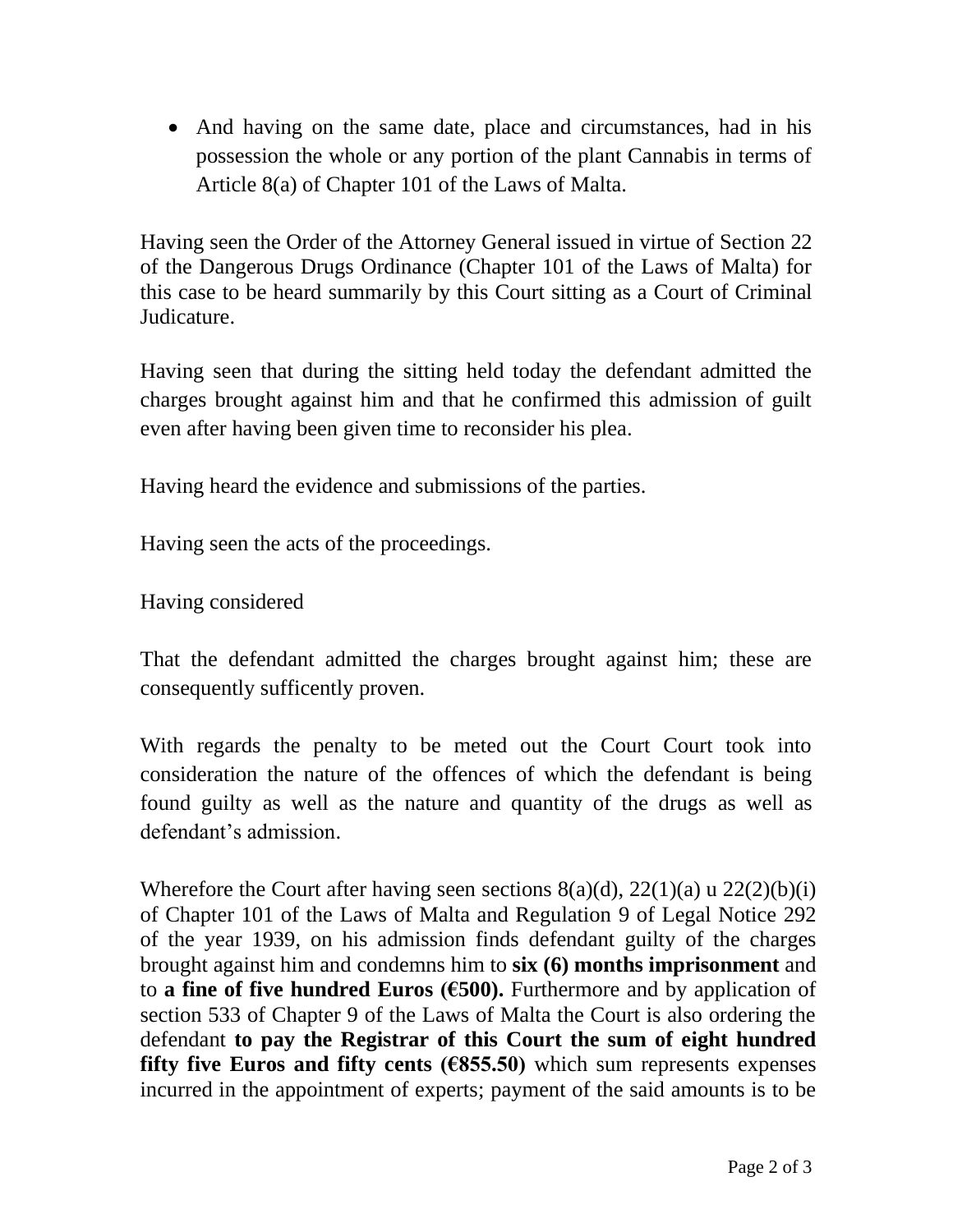- And having on the same date, place and circumstances, had in his possession the whole or any portion of the plant Cannabis in terms of Article 8(a) of Chapter 101 of the Laws of Malta.

Having seen the Order of the Attorney General issued in virtue of Section 22 of the Dangerous Drugs Ordinance (Chapter 101 of the Laws of Malta) for this case to be heard summarily by this Court sitting as a Court of Criminal Judicature.

Having seen that during the sitting held today the defendant admitted the charges brought against him and that he confirmed this admission of guilt even after having been given time to reconsider his plea.

Having heard the evidence and submissions of the parties.

Having seen the acts of the proceedings.

Having considered

That the defendant admitted the charges brought against him; these are consequently sufficently proven.

With regards the penalty to be meted out the Court Court took into consideration the nature of the offences of which the defendant is being found guilty as well as the nature and quantity of the drugs as well as defendant's admission.

Wherefore the Court after having seen sections 8(a)(d), 22(1)(a) u 22(2)(b)(i) of Chapter 101 of the Laws of Malta and Regulation 9 of Legal Notice 292 of the year 1939, on his admission finds defendant guilty of the charges brought against him and condemns him to **six (6) months imprisonment** and to **a fine of five hundred Euros (€500).** Furthermore and by application of section 533 of Chapter 9 of the Laws of Malta the Court is also ordering the defendant **to pay the Registrar of this Court the sum of eight hundred fifty five Euros and fifty cents (€855.50)** which sum represents expenses incurred in the appointment of experts; payment of the said amounts is to be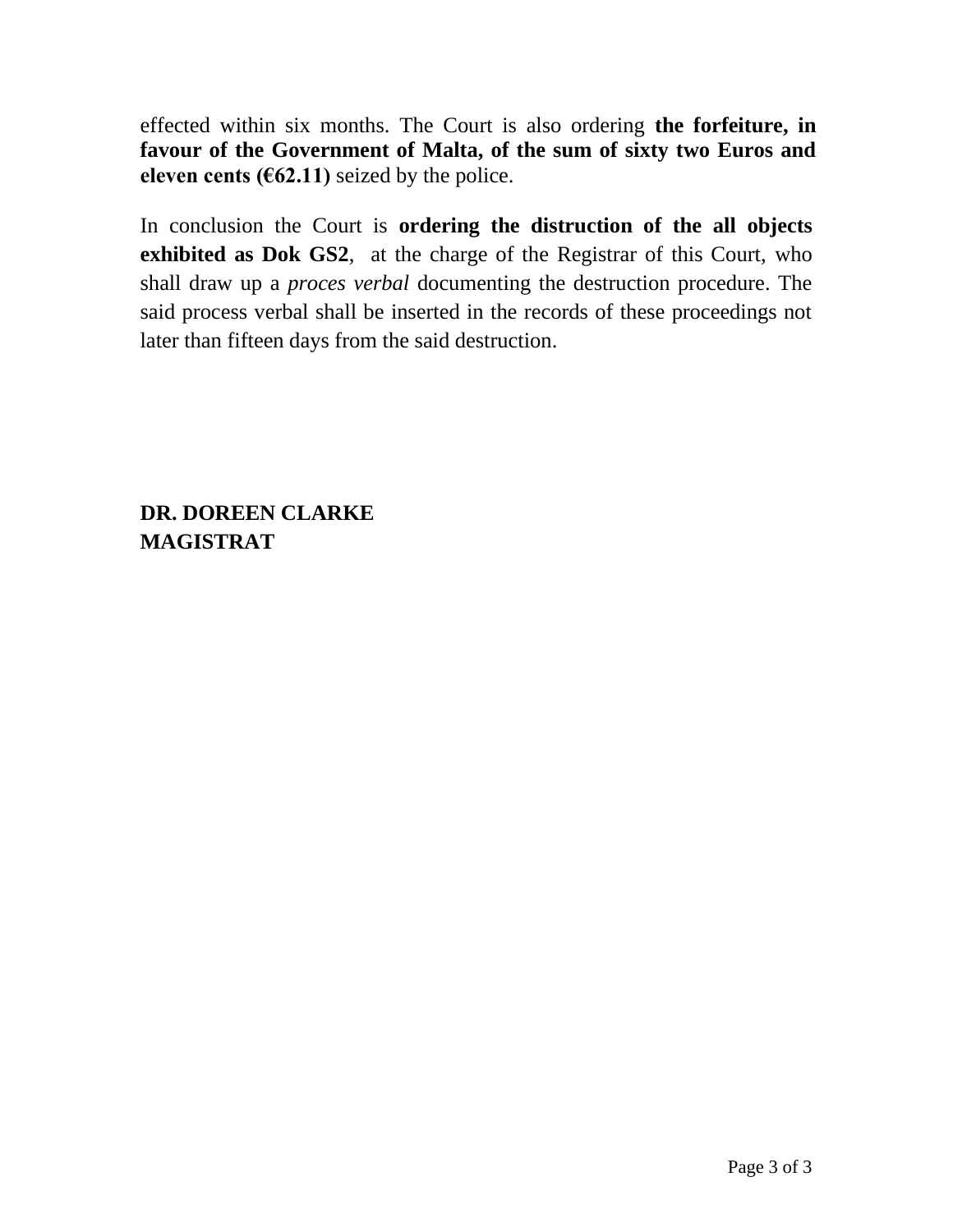effected within six months. The Court is also ordering **the forfeiture, in favour of the Government of Malta, of the sum of sixty two Euros and eleven cents (€62.11)** seized by the police.

In conclusion the Court is **ordering the distruction of the all objects exhibited as Dok GS2**, at the charge of the Registrar of this Court, who shall draw up a *proces verbal* documenting the destruction procedure. The said process verbal shall be inserted in the records of these proceedings not later than fifteen days from the said destruction.

**DR. DOREEN CLARKE**
**MAGISTRAT**